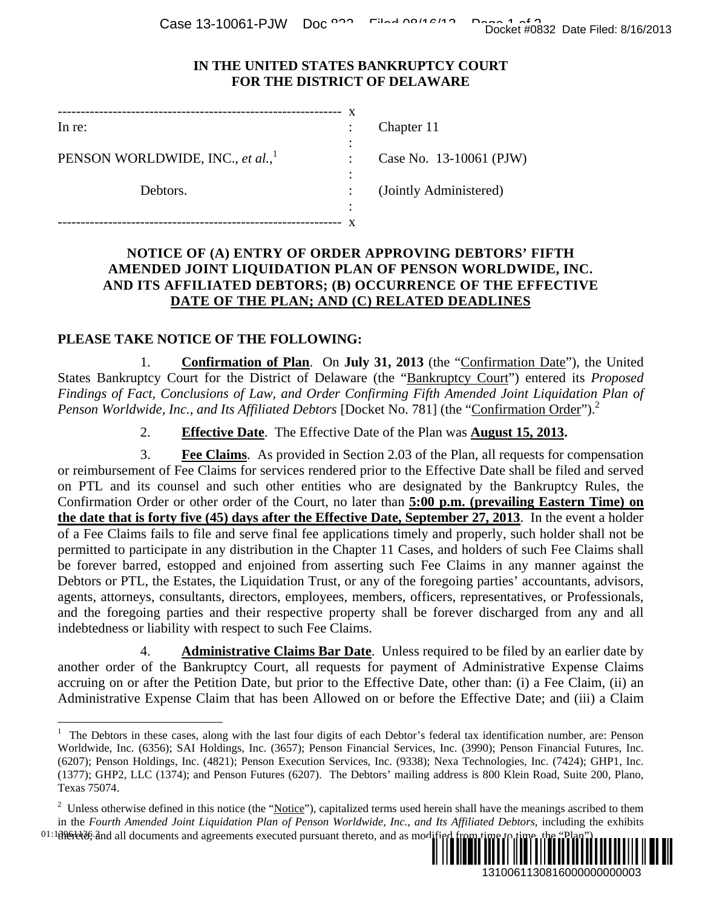IN THE UNITED STATES BANKRUPTCY COURT
FOR THE DISTRICT OF DELAWARE

| | | |
|---|---|---|
| In re: | : | Chapter 11 |
| PENSON WORLDWIDE, INC., *et al.*,[1] | : | Case No. 13-10061 (PJW) |
| Debtors. | : | (Jointly Administered) |

## NOTICE OF (A) ENTRY OF ORDER APPROVING DEBTORS' FIFTH AMENDED JOINT LIQUIDATION PLAN OF PENSON WORLDWIDE, INC. AND ITS AFFILIATED DEBTORS; (B) OCCURRENCE OF THE EFFECTIVE DATE OF THE PLAN; AND (C) RELATED DEADLINES

**PLEASE TAKE NOTICE OF THE FOLLOWING:**

1. **Confirmation of Plan**. On **July 31, 2013** (the "Confirmation Date"), the United States Bankruptcy Court for the District of Delaware (the "Bankruptcy Court") entered its *Proposed Findings of Fact, Conclusions of Law, and Order Confirming Fifth Amended Joint Liquidation Plan of Penson Worldwide, Inc., and Its Affiliated Debtors* [Docket No. 781] (the "Confirmation Order").[2]

2. **Effective Date**. The Effective Date of the Plan was **August 15, 2013.**

3. **Fee Claims**. As provided in Section 2.03 of the Plan, all requests for compensation or reimbursement of Fee Claims for services rendered prior to the Effective Date shall be filed and served on PTL and its counsel and such other entities who are designated by the Bankruptcy Rules, the Confirmation Order or other order of the Court, no later than **5:00 p.m. (prevailing Eastern Time) on the date that is forty five (45) days after the Effective Date, September 27, 2013**. In the event a holder of a Fee Claims fails to file and serve final fee applications timely and properly, such holder shall not be permitted to participate in any distribution in the Chapter 11 Cases, and holders of such Fee Claims shall be forever barred, estopped and enjoined from asserting such Fee Claims in any manner against the Debtors or PTL, the Estates, the Liquidation Trust, or any of the foregoing parties' accountants, advisors, agents, attorneys, consultants, directors, employees, members, officers, representatives, or Professionals, and the foregoing parties and their respective property shall be forever discharged from any and all indebtedness or liability with respect to such Fee Claims.

4. **Administrative Claims Bar Date**. Unless required to be filed by an earlier date by another order of the Bankruptcy Court, all requests for payment of Administrative Expense Claims accruing on or after the Petition Date, but prior to the Effective Date, other than: (i) a Fee Claim, (ii) an Administrative Expense Claim that has been Allowed on or before the Effective Date; and (iii) a Claim

---

[1] The Debtors in these cases, along with the last four digits of each Debtor's federal tax identification number, are: Penson Worldwide, Inc. (6356); SAI Holdings, Inc. (3657); Penson Financial Services, Inc. (3990); Penson Financial Futures, Inc. (6207); Penson Holdings, Inc. (4821); Penson Execution Services, Inc. (9338); Nexa Technologies, Inc. (7424); GHP1, Inc. (1377); GHP2, LLC (1374); and Penson Futures (6207). The Debtors' mailing address is 800 Klein Road, Suite 200, Plano, Texas 75074.

[2] Unless otherwise defined in this notice (the "Notice"), capitalized terms used herein shall have the meanings ascribed to them in the *Fourth Amended Joint Liquidation Plan of Penson Worldwide, Inc., and Its Affiliated Debtors,* including the exhibits thereto, and all documents and agreements executed pursuant thereto, and as modified from time to time, the "Plan").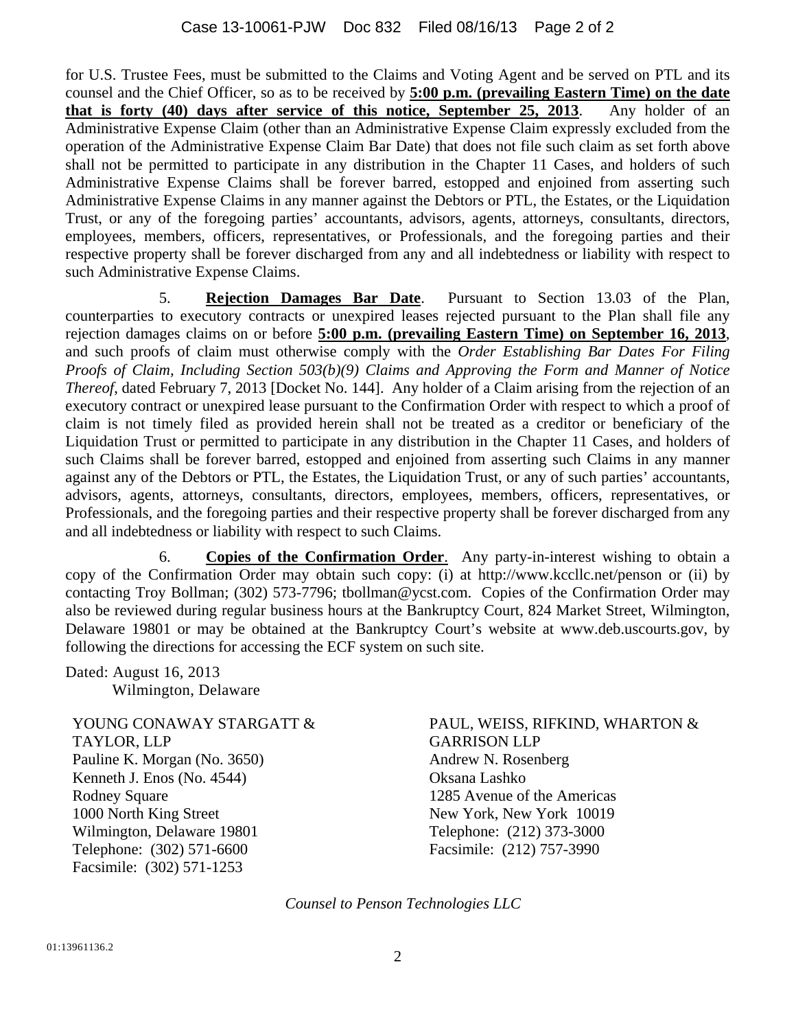for U.S. Trustee Fees, must be submitted to the Claims and Voting Agent and be served on PTL and its counsel and the Chief Officer, so as to be received by **5:00 p.m. (prevailing Eastern Time) on the date that is forty (40) days after service of this notice, September 25, 2013**. Any holder of an Administrative Expense Claim (other than an Administrative Expense Claim expressly excluded from the operation of the Administrative Expense Claim Bar Date) that does not file such claim as set forth above shall not be permitted to participate in any distribution in the Chapter 11 Cases, and holders of such Administrative Expense Claims shall be forever barred, estopped and enjoined from asserting such Administrative Expense Claims in any manner against the Debtors or PTL, the Estates, or the Liquidation Trust, or any of the foregoing parties' accountants, advisors, agents, attorneys, consultants, directors, employees, members, officers, representatives, or Professionals, and the foregoing parties and their respective property shall be forever discharged from any and all indebtedness or liability with respect to such Administrative Expense Claims.

5. **Rejection Damages Bar Date**. Pursuant to Section 13.03 of the Plan, counterparties to executory contracts or unexpired leases rejected pursuant to the Plan shall file any rejection damages claims on or before **5:00 p.m. (prevailing Eastern Time) on September 16, 2013**, and such proofs of claim must otherwise comply with the *Order Establishing Bar Dates For Filing Proofs of Claim, Including Section 503(b)(9) Claims and Approving the Form and Manner of Notice Thereof*, dated February 7, 2013 [Docket No. 144]. Any holder of a Claim arising from the rejection of an executory contract or unexpired lease pursuant to the Confirmation Order with respect to which a proof of claim is not timely filed as provided herein shall not be treated as a creditor or beneficiary of the Liquidation Trust or permitted to participate in any distribution in the Chapter 11 Cases, and holders of such Claims shall be forever barred, estopped and enjoined from asserting such Claims in any manner against any of the Debtors or PTL, the Estates, the Liquidation Trust, or any of such parties' accountants, advisors, agents, attorneys, consultants, directors, employees, members, officers, representatives, or Professionals, and the foregoing parties and their respective property shall be forever discharged from any and all indebtedness or liability with respect to such Claims.

6. **Copies of the Confirmation Order**. Any party-in-interest wishing to obtain a copy of the Confirmation Order may obtain such copy: (i) at http://www.kccllc.net/penson or (ii) by contacting Troy Bollman; (302) 573-7796; tbollman@ycst.com. Copies of the Confirmation Order may also be reviewed during regular business hours at the Bankruptcy Court, 824 Market Street, Wilmington, Delaware 19801 or may be obtained at the Bankruptcy Court's website at www.deb.uscourts.gov, by following the directions for accessing the ECF system on such site.

Dated: August 16, 2013
Wilmington, Delaware

YOUNG CONAWAY STARGATT & TAYLOR, LLP
Pauline K. Morgan (No. 3650)
Kenneth J. Enos (No. 4544)
Rodney Square
1000 North King Street
Wilmington, Delaware 19801
Telephone: (302) 571-6600
Facsimile: (302) 571-1253

PAUL, WEISS, RIFKIND, WHARTON & GARRISON LLP
Andrew N. Rosenberg
Oksana Lashko
1285 Avenue of the Americas
New York, New York 10019
Telephone: (212) 373-3000
Facsimile: (212) 757-3990

*Counsel to Penson Technologies LLC*

01:13961136.2